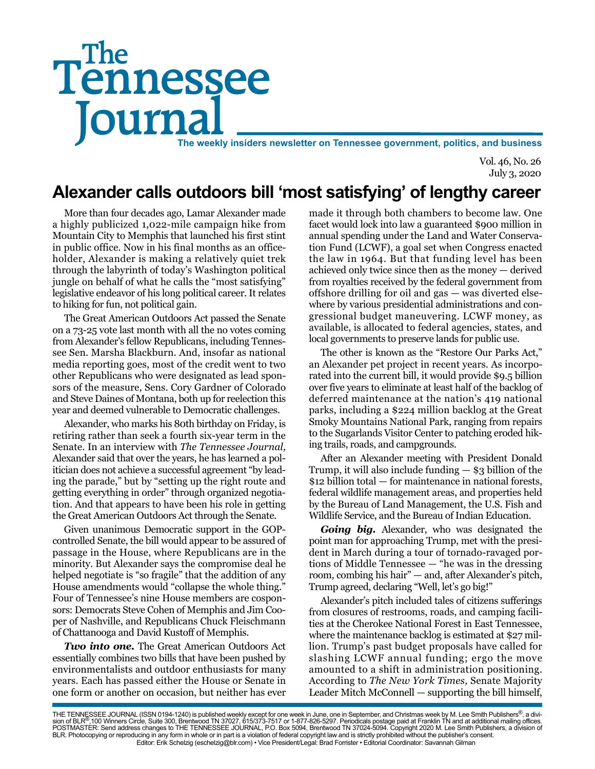# The Tennessee Journal

**The weekly insiders newsletter on Tennessee government, politics, and business**

Vol. 46, No. 26
July 3, 2020

## Alexander calls outdoors bill 'most satisfying' of lengthy career

More than four decades ago, Lamar Alexander made a highly publicized 1,022-mile campaign hike from Mountain City to Memphis that launched his first stint in public office. Now in his final months as an officeholder, Alexander is making a relatively quiet trek through the labyrinth of today's Washington political jungle on behalf of what he calls the "most satisfying" legislative endeavor of his long political career. It relates to hiking for fun, not political gain.

The Great American Outdoors Act passed the Senate on a 73-25 vote last month with all the no votes coming from Alexander's fellow Republicans, including Tennessee Sen. Marsha Blackburn. And, insofar as national media reporting goes, most of the credit went to two other Republicans who were designated as lead sponsors of the measure, Sens. Cory Gardner of Colorado and Steve Daines of Montana, both up for reelection this year and deemed vulnerable to Democratic challenges.

Alexander, who marks his 80th birthday on Friday, is retiring rather than seek a fourth six-year term in the Senate. In an interview with *The Tennessee Journal,* Alexander said that over the years, he has learned a politician does not achieve a successful agreement "by leading the parade," but by "setting up the right route and getting everything in order" through organized negotiation. And that appears to have been his role in getting the Great American Outdoors Act through the Senate.

Given unanimous Democratic support in the GOP-controlled Senate, the bill would appear to be assured of passage in the House, where Republicans are in the minority. But Alexander says the compromise deal he helped negotiate is "so fragile" that the addition of any House amendments would "collapse the whole thing." Four of Tennessee's nine House members are cosponsors: Democrats Steve Cohen of Memphis and Jim Cooper of Nashville, and Republicans Chuck Fleischmann of Chattanooga and David Kustoff of Memphis.

***Two into one.*** The Great American Outdoors Act essentially combines two bills that have been pushed by environmentalists and outdoor enthusiasts for many years. Each has passed either the House or Senate in one form or another on occasion, but neither has ever made it through both chambers to become law. One facet would lock into law a guaranteed $900 million in annual spending under the Land and Water Conservation Fund (LCWF), a goal set when Congress enacted the law in 1964. But that funding level has been achieved only twice since then as the money — derived from royalties received by the federal government from offshore drilling for oil and gas — was diverted elsewhere by various presidential administrations and congressional budget maneuvering. LCWF money, as available, is allocated to federal agencies, states, and local governments to preserve lands for public use.

The other is known as the "Restore Our Parks Act," an Alexander pet project in recent years. As incorporated into the current bill, it would provide $9.5 billion over five years to eliminate at least half of the backlog of deferred maintenance at the nation's 419 national parks, including a $224 million backlog at the Great Smoky Mountains National Park, ranging from repairs to the Sugarlands Visitor Center to patching eroded hiking trails, roads, and campgrounds.

After an Alexander meeting with President Donald Trump, it will also include funding — $3 billion of the $12 billion total — for maintenance in national forests, federal wildlife management areas, and properties held by the Bureau of Land Management, the U.S. Fish and Wildlife Service, and the Bureau of Indian Education.

***Going big.*** Alexander, who was designated the point man for approaching Trump, met with the president in March during a tour of tornado-ravaged portions of Middle Tennessee — "he was in the dressing room, combing his hair" — and, after Alexander's pitch, Trump agreed, declaring "Well, let's go big!"

Alexander's pitch included tales of citizens sufferings from closures of restrooms, roads, and camping facilities at the Cherokee National Forest in East Tennessee, where the maintenance backlog is estimated at $27 million. Trump's past budget proposals have called for slashing LCWF annual funding; ergo the move amounted to a shift in administration positioning. According to *The New York Times,* Senate Majority Leader Mitch McConnell — supporting the bill himself,

THE TENNESSEE JOURNAL (ISSN 0194-1240) is published weekly except for one week in June, one in September, and Christmas week by M. Lee Smith Publishers®, a division of BLR®,100 Winners Circle, Suite 300, Brentwood TN 37027, 615/373-7517 or 1-877-826-5297. Periodicals postage paid at Franklin TN and at additional mailing offices. POSTMASTER: Send address changes to THE TENNESSEE JOURNAL, P.O. Box 5094, Brentwood TN 37024-5094. Copyright 2020 M. Lee Smith Publishers, a division of BLR. Photocopying or reproducing in any form in whole or in part is a violation of federal copyright law and is strictly prohibited without the publisher's consent.
Editor: Erik Schelzig (eschelzig@blr.com) • Vice President/Legal: Brad Forrister • Editorial Coordinator: Savannah Gilman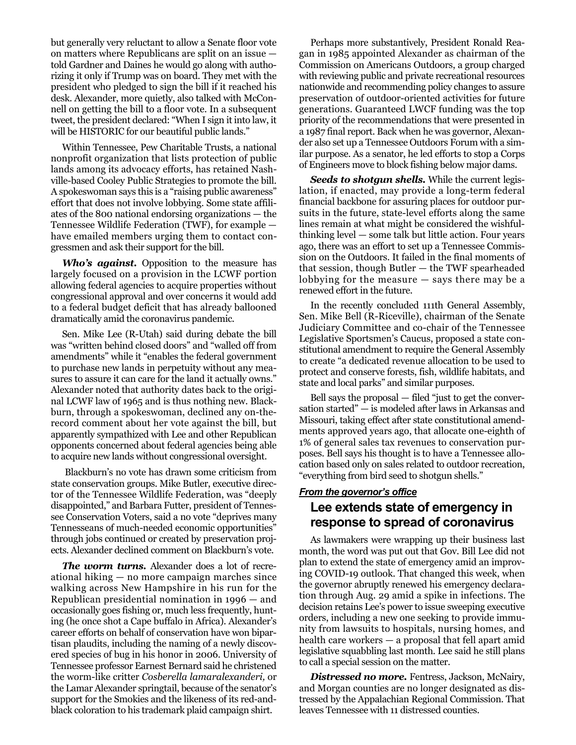but generally very reluctant to allow a Senate floor vote on matters where Republicans are split on an issue — told Gardner and Daines he would go along with authorizing it only if Trump was on board. They met with the president who pledged to sign the bill if it reached his desk. Alexander, more quietly, also talked with McConnell on getting the bill to a floor vote. In a subsequent tweet, the president declared: "When I sign it into law, it will be HISTORIC for our beautiful public lands."

Within Tennessee, Pew Charitable Trusts, a national nonprofit organization that lists protection of public lands among its advocacy efforts, has retained Nashville-based Cooley Public Strategies to promote the bill. A spokeswoman says this is a "raising public awareness" effort that does not involve lobbying. Some state affiliates of the 800 national endorsing organizations — the Tennessee Wildlife Federation (TWF), for example — have emailed members urging them to contact congressmen and ask their support for the bill.

***Who's against.*** Opposition to the measure has largely focused on a provision in the LCWF portion allowing federal agencies to acquire properties without congressional approval and over concerns it would add to a federal budget deficit that has already ballooned dramatically amid the coronavirus pandemic.

Sen. Mike Lee (R-Utah) said during debate the bill was "written behind closed doors" and "walled off from amendments" while it "enables the federal government to purchase new lands in perpetuity without any measures to assure it can care for the land it actually owns." Alexander noted that authority dates back to the original LCWF law of 1965 and is thus nothing new. Blackburn, through a spokeswoman, declined any on-the-record comment about her vote against the bill, but apparently sympathized with Lee and other Republican opponents concerned about federal agencies being able to acquire new lands without congressional oversight.

Blackburn's no vote has drawn some criticism from state conservation groups. Mike Butler, executive director of the Tennessee Wildlife Federation, was "deeply disappointed," and Barbara Futter, president of Tennessee Conservation Voters, said a no vote "deprives many Tennesseans of much-needed economic opportunities" through jobs continued or created by preservation projects. Alexander declined comment on Blackburn's vote.

***The worm turns.*** Alexander does a lot of recreational hiking — no more campaign marches since walking across New Hampshire in his run for the Republican presidential nomination in 1996 — and occasionally goes fishing or, much less frequently, hunting (he once shot a Cape buffalo in Africa). Alexander's career efforts on behalf of conservation have won bipartisan plaudits, including the naming of a newly discovered species of bug in his honor in 2006. University of Tennessee professor Earnest Bernard said he christened the worm-like critter *Cosberella lamaralexanderi,* or the Lamar Alexander springtail, because of the senator's support for the Smokies and the likeness of its red-and-black coloration to his trademark plaid campaign shirt.

Perhaps more substantively, President Ronald Reagan in 1985 appointed Alexander as chairman of the Commission on Americans Outdoors, a group charged with reviewing public and private recreational resources nationwide and recommending policy changes to assure preservation of outdoor-oriented activities for future generations. Guaranteed LWCF funding was the top priority of the recommendations that were presented in a 1987 final report. Back when he was governor, Alexander also set up a Tennessee Outdoors Forum with a similar purpose. As a senator, he led efforts to stop a Corps of Engineers move to block fishing below major dams.

***Seeds to shotgun shells.*** While the current legislation, if enacted, may provide a long-term federal financial backbone for assuring places for outdoor pursuits in the future, state-level efforts along the same lines remain at what might be considered the wishful-thinking level — some talk but little action. Four years ago, there was an effort to set up a Tennessee Commission on the Outdoors. It failed in the final moments of that session, though Butler — the TWF spearheaded lobbying for the measure — says there may be a renewed effort in the future.

In the recently concluded 111th General Assembly, Sen. Mike Bell (R-Riceville), chairman of the Senate Judiciary Committee and co-chair of the Tennessee Legislative Sportsmen's Caucus, proposed a state constitutional amendment to require the General Assembly to create "a dedicated revenue allocation to be used to protect and conserve forests, fish, wildlife habitats, and state and local parks" and similar purposes.

Bell says the proposal — filed "just to get the conversation started" — is modeled after laws in Arkansas and Missouri, taking effect after state constitutional amendments approved years ago, that allocate one-eighth of 1% of general sales tax revenues to conservation purposes. Bell says his thought is to have a Tennessee allocation based only on sales related to outdoor recreation, "everything from bird seed to shotgun shells."

***From the governor's office***

## Lee extends state of emergency in response to spread of coronavirus

As lawmakers were wrapping up their business last month, the word was put out that Gov. Bill Lee did not plan to extend the state of emergency amid an improving COVID-19 outlook. That changed this week, when the governor abruptly renewed his emergency declaration through Aug. 29 amid a spike in infections. The decision retains Lee's power to issue sweeping executive orders, including a new one seeking to provide immunity from lawsuits to hospitals, nursing homes, and health care workers — a proposal that fell apart amid legislative squabbling last month. Lee said he still plans to call a special session on the matter.

***Distressed no more.*** Fentress, Jackson, McNairy, and Morgan counties are no longer designated as distressed by the Appalachian Regional Commission. That leaves Tennessee with 11 distressed counties.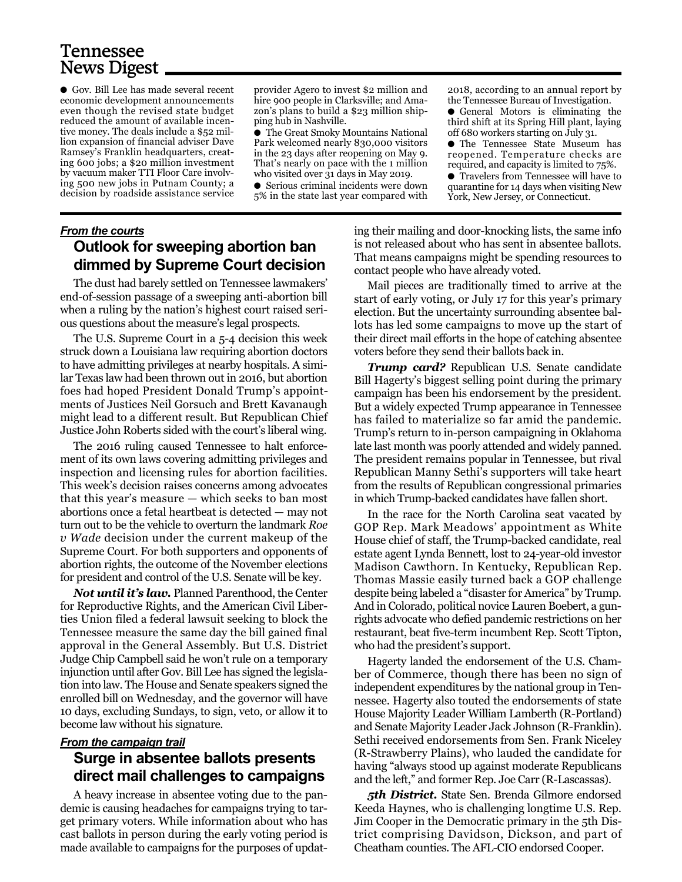# Tennessee News Digest

- Gov. Bill Lee has made several recent economic development announcements even though the revised state budget reduced the amount of available incentive money. The deals include a $52 million expansion of financial adviser Dave Ramsey's Franklin headquarters, creating 600 jobs; a $20 million investment by vacuum maker TTI Floor Care involving 500 new jobs in Putnam County; a decision by roadside assistance service provider Agero to invest $2 million and hire 900 people in Clarksville; and Amazon's plans to build a $23 million shipping hub in Nashville.
- The Great Smoky Mountains National Park welcomed nearly 830,000 visitors in the 23 days after reopening on May 9. That's nearly on pace with the 1 million who visited over 31 days in May 2019.
- Serious criminal incidents were down 5% in the state last year compared with 2018, according to an annual report by the Tennessee Bureau of Investigation.
- General Motors is eliminating the third shift at its Spring Hill plant, laying off 680 workers starting on July 31.
- The Tennessee State Museum has reopened. Temperature checks are required, and capacity is limited to 75%.
- Travelers from Tennessee will have to quarantine for 14 days when visiting New York, New Jersey, or Connecticut.

***From the courts***

## Outlook for sweeping abortion ban dimmed by Supreme Court decision

The dust had barely settled on Tennessee lawmakers' end-of-session passage of a sweeping anti-abortion bill when a ruling by the nation's highest court raised serious questions about the measure's legal prospects.

The U.S. Supreme Court in a 5-4 decision this week struck down a Louisiana law requiring abortion doctors to have admitting privileges at nearby hospitals. A similar Texas law had been thrown out in 2016, but abortion foes had hoped President Donald Trump's appointments of Justices Neil Gorsuch and Brett Kavanaugh might lead to a different result. But Republican Chief Justice John Roberts sided with the court's liberal wing.

The 2016 ruling caused Tennessee to halt enforcement of its own laws covering admitting privileges and inspection and licensing rules for abortion facilities. This week's decision raises concerns among advocates that this year's measure — which seeks to ban most abortions once a fetal heartbeat is detected — may not turn out to be the vehicle to overturn the landmark *Roe v Wade* decision under the current makeup of the Supreme Court. For both supporters and opponents of abortion rights, the outcome of the November elections for president and control of the U.S. Senate will be key.

***Not until it's law.*** Planned Parenthood, the Center for Reproductive Rights, and the American Civil Liberties Union filed a federal lawsuit seeking to block the Tennessee measure the same day the bill gained final approval in the General Assembly. But U.S. District Judge Chip Campbell said he won't rule on a temporary injunction until after Gov. Bill Lee has signed the legislation into law. The House and Senate speakers signed the enrolled bill on Wednesday, and the governor will have 10 days, excluding Sundays, to sign, veto, or allow it to become law without his signature.

***From the campaign trail***

## Surge in absentee ballots presents direct mail challenges to campaigns

A heavy increase in absentee voting due to the pandemic is causing headaches for campaigns trying to target primary voters. While information about who has cast ballots in person during the early voting period is made available to campaigns for the purposes of updating their mailing and door-knocking lists, the same info is not released about who has sent in absentee ballots. That means campaigns might be spending resources to contact people who have already voted.

Mail pieces are traditionally timed to arrive at the start of early voting, or July 17 for this year's primary election. But the uncertainty surrounding absentee ballots has led some campaigns to move up the start of their direct mail efforts in the hope of catching absentee voters before they send their ballots back in.

***Trump card?*** Republican U.S. Senate candidate Bill Hagerty's biggest selling point during the primary campaign has been his endorsement by the president. But a widely expected Trump appearance in Tennessee has failed to materialize so far amid the pandemic. Trump's return to in-person campaigning in Oklahoma late last month was poorly attended and widely panned. The president remains popular in Tennessee, but rival Republican Manny Sethi's supporters will take heart from the results of Republican congressional primaries in which Trump-backed candidates have fallen short.

In the race for the North Carolina seat vacated by GOP Rep. Mark Meadows' appointment as White House chief of staff, the Trump-backed candidate, real estate agent Lynda Bennett, lost to 24-year-old investor Madison Cawthorn. In Kentucky, Republican Rep. Thomas Massie easily turned back a GOP challenge despite being labeled a "disaster for America" by Trump. And in Colorado, political novice Lauren Boebert, a gun-rights advocate who defied pandemic restrictions on her restaurant, beat five-term incumbent Rep. Scott Tipton, who had the president's support.

Hagerty landed the endorsement of the U.S. Chamber of Commerce, though there has been no sign of independent expenditures by the national group in Tennessee. Hagerty also touted the endorsements of state House Majority Leader William Lamberth (R-Portland) and Senate Majority Leader Jack Johnson (R-Franklin). Sethi received endorsements from Sen. Frank Niceley (R-Strawberry Plains), who lauded the candidate for having "always stood up against moderate Republicans and the left," and former Rep. Joe Carr (R-Lascassas).

***5th District.*** State Sen. Brenda Gilmore endorsed Keeda Haynes, who is challenging longtime U.S. Rep. Jim Cooper in the Democratic primary in the 5th District comprising Davidson, Dickson, and part of Cheatham counties. The AFL-CIO endorsed Cooper.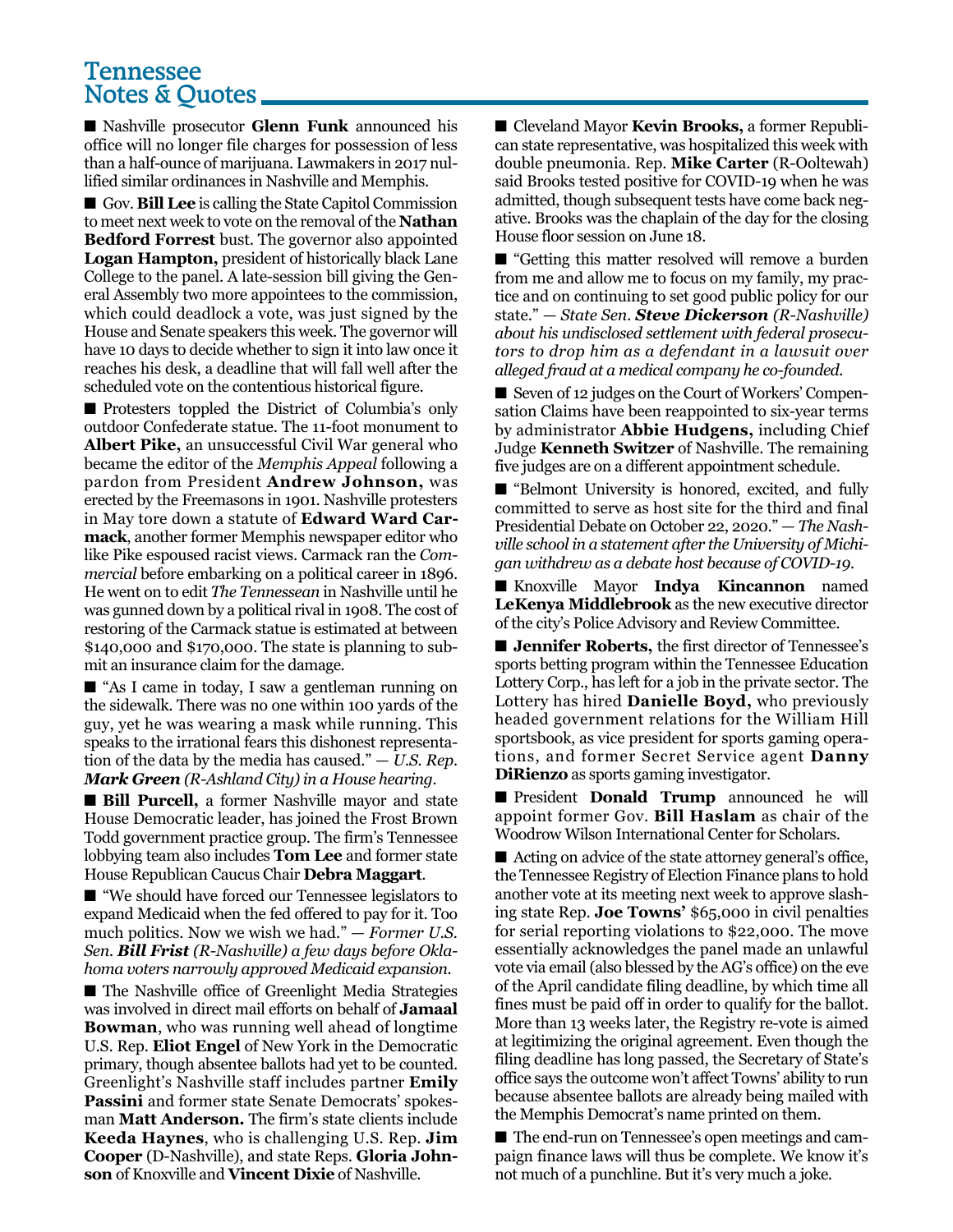# Tennessee Notes & Quotes

■ Nashville prosecutor **Glenn Funk** announced his office will no longer file charges for possession of less than a half-ounce of marijuana. Lawmakers in 2017 nullified similar ordinances in Nashville and Memphis.

■ Gov. **Bill Lee** is calling the State Capitol Commission to meet next week to vote on the removal of the **Nathan Bedford Forrest** bust. The governor also appointed **Logan Hampton,** president of historically black Lane College to the panel. A late-session bill giving the General Assembly two more appointees to the commission, which could deadlock a vote, was just signed by the House and Senate speakers this week. The governor will have 10 days to decide whether to sign it into law once it reaches his desk, a deadline that will fall well after the scheduled vote on the contentious historical figure.

■ Protesters toppled the District of Columbia's only outdoor Confederate statue. The 11-foot monument to **Albert Pike,** an unsuccessful Civil War general who became the editor of the *Memphis Appeal* following a pardon from President **Andrew Johnson,** was erected by the Freemasons in 1901. Nashville protesters in May tore down a statute of **Edward Ward Carmack**, another former Memphis newspaper editor who like Pike espoused racist views. Carmack ran the *Commercial* before embarking on a political career in 1896. He went on to edit *The Tennessean* in Nashville until he was gunned down by a political rival in 1908. The cost of restoring of the Carmack statue is estimated at between $140,000 and $170,000. The state is planning to submit an insurance claim for the damage.

■ "As I came in today, I saw a gentleman running on the sidewalk. There was no one within 100 yards of the guy, yet he was wearing a mask while running. This speaks to the irrational fears this dishonest representation of the data by the media has caused." — *U.S. Rep. **Mark Green** (R-Ashland City) in a House hearing.*

■ **Bill Purcell,** a former Nashville mayor and state House Democratic leader, has joined the Frost Brown Todd government practice group. The firm's Tennessee lobbying team also includes **Tom Lee** and former state House Republican Caucus Chair **Debra Maggart**.

■ "We should have forced our Tennessee legislators to expand Medicaid when the fed offered to pay for it. Too much politics. Now we wish we had." — *Former U.S. Sen. **Bill Frist** (R-Nashville) a few days before Oklahoma voters narrowly approved Medicaid expansion.*

■ The Nashville office of Greenlight Media Strategies was involved in direct mail efforts on behalf of **Jamaal Bowman**, who was running well ahead of longtime U.S. Rep. **Eliot Engel** of New York in the Democratic primary, though absentee ballots had yet to be counted. Greenlight's Nashville staff includes partner **Emily Passini** and former state Senate Democrats' spokesman **Matt Anderson.** The firm's state clients include **Keeda Haynes**, who is challenging U.S. Rep. **Jim Cooper** (D-Nashville), and state Reps. **Gloria Johnson** of Knoxville and **Vincent Dixie** of Nashville.

■ Cleveland Mayor **Kevin Brooks,** a former Republican state representative, was hospitalized this week with double pneumonia. Rep. **Mike Carter** (R-Ooltewah) said Brooks tested positive for COVID-19 when he was admitted, though subsequent tests have come back negative. Brooks was the chaplain of the day for the closing House floor session on June 18.

■ "Getting this matter resolved will remove a burden from me and allow me to focus on my family, my practice and on continuing to set good public policy for our state." — *State Sen. **Steve Dickerson** (R-Nashville) about his undisclosed settlement with federal prosecutors to drop him as a defendant in a lawsuit over alleged fraud at a medical company he co-founded.*

■ Seven of 12 judges on the Court of Workers' Compensation Claims have been reappointed to six-year terms by administrator **Abbie Hudgens,** including Chief Judge **Kenneth Switzer** of Nashville. The remaining five judges are on a different appointment schedule.

■ "Belmont University is honored, excited, and fully committed to serve as host site for the third and final Presidential Debate on October 22, 2020." — *The Nashville school in a statement after the University of Michigan withdrew as a debate host because of COVID-19.*

■ Knoxville Mayor **Indya Kincannon** named **LeKenya Middlebrook** as the new executive director of the city's Police Advisory and Review Committee.

■ **Jennifer Roberts,** the first director of Tennessee's sports betting program within the Tennessee Education Lottery Corp., has left for a job in the private sector. The Lottery has hired **Danielle Boyd,** who previously headed government relations for the William Hill sportsbook, as vice president for sports gaming operations, and former Secret Service agent **Danny DiRienzo** as sports gaming investigator.

■ President **Donald Trump** announced he will appoint former Gov. **Bill Haslam** as chair of the Woodrow Wilson International Center for Scholars.

■ Acting on advice of the state attorney general's office, the Tennessee Registry of Election Finance plans to hold another vote at its meeting next week to approve slashing state Rep. **Joe Towns'** $65,000 in civil penalties for serial reporting violations to $22,000. The move essentially acknowledges the panel made an unlawful vote via email (also blessed by the AG's office) on the eve of the April candidate filing deadline, by which time all fines must be paid off in order to qualify for the ballot. More than 13 weeks later, the Registry re-vote is aimed at legitimizing the original agreement. Even though the filing deadline has long passed, the Secretary of State's office says the outcome won't affect Towns' ability to run because absentee ballots are already being mailed with the Memphis Democrat's name printed on them.

■ The end-run on Tennessee's open meetings and campaign finance laws will thus be complete. We know it's not much of a punchline. But it's very much a joke.